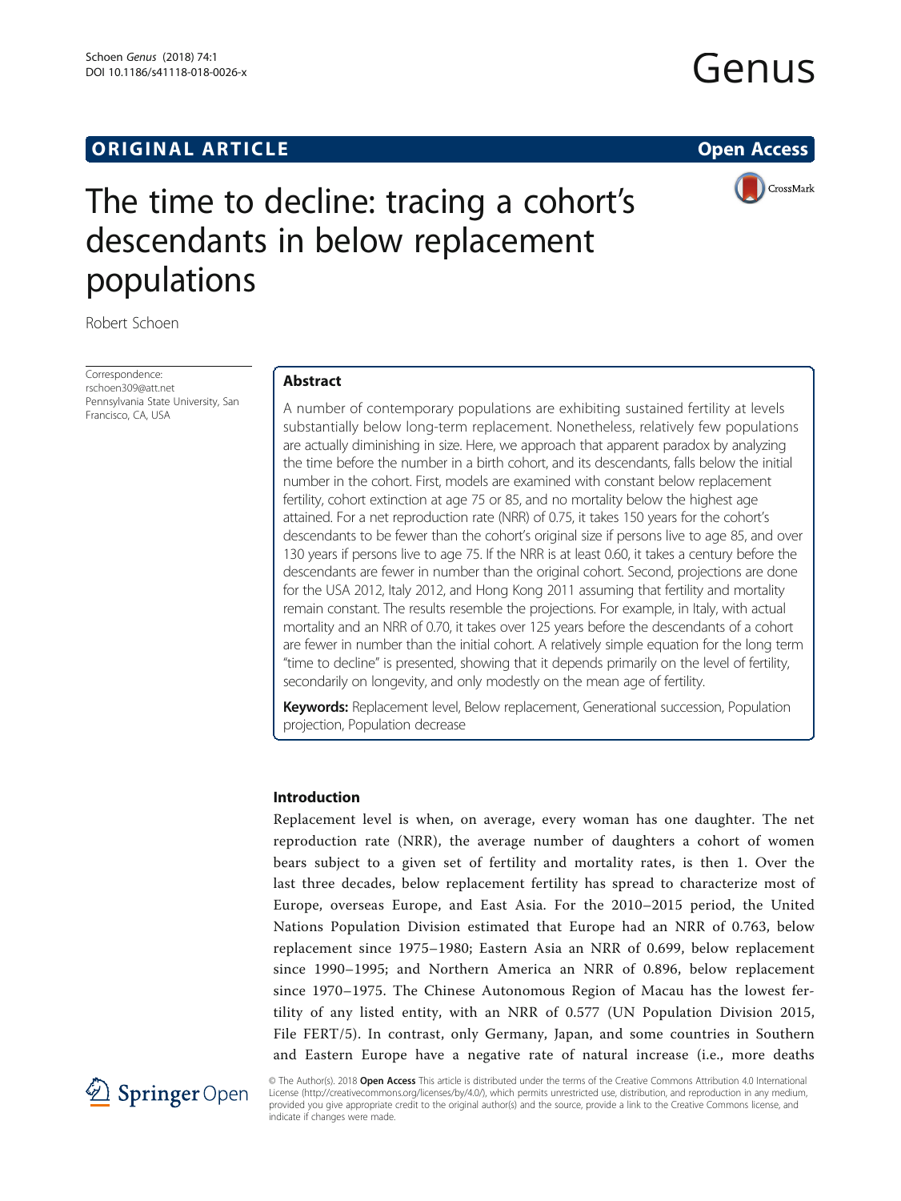ORIGINAL ARTICLE

Open Access

# The time to decline: tracing a cohort's descendants in below replacement populations

Robert Schoen

Correspondence: rschoen309@att.net
Pennsylvania State University, San Francisco, CA, USA

## Abstract

A number of contemporary populations are exhibiting sustained fertility at levels substantially below long-term replacement. Nonetheless, relatively few populations are actually diminishing in size. Here, we approach that apparent paradox by analyzing the time before the number in a birth cohort, and its descendants, falls below the initial number in the cohort. First, models are examined with constant below replacement fertility, cohort extinction at age 75 or 85, and no mortality below the highest age attained. For a net reproduction rate (NRR) of 0.75, it takes 150 years for the cohort's descendants to be fewer than the cohort's original size if persons live to age 85, and over 130 years if persons live to age 75. If the NRR is at least 0.60, it takes a century before the descendants are fewer in number than the original cohort. Second, projections are done for the USA 2012, Italy 2012, and Hong Kong 2011 assuming that fertility and mortality remain constant. The results resemble the projections. For example, in Italy, with actual mortality and an NRR of 0.70, it takes over 125 years before the descendants of a cohort are fewer in number than the initial cohort. A relatively simple equation for the long term "time to decline" is presented, showing that it depends primarily on the level of fertility, secondarily on longevity, and only modestly on the mean age of fertility.

**Keywords:** Replacement level, Below replacement, Generational succession, Population projection, Population decrease

## Introduction

Replacement level is when, on average, every woman has one daughter. The net reproduction rate (NRR), the average number of daughters a cohort of women bears subject to a given set of fertility and mortality rates, is then 1. Over the last three decades, below replacement fertility has spread to characterize most of Europe, overseas Europe, and East Asia. For the 2010–2015 period, the United Nations Population Division estimated that Europe had an NRR of 0.763, below replacement since 1975–1980; Eastern Asia an NRR of 0.699, below replacement since 1990–1995; and Northern America an NRR of 0.896, below replacement since 1970–1975. The Chinese Autonomous Region of Macau has the lowest fertility of any listed entity, with an NRR of 0.577 (UN Population Division 2015, File FERT/5). In contrast, only Germany, Japan, and some countries in Southern and Eastern Europe have a negative rate of natural increase (i.e., more deaths

© The Author(s). 2018 **Open Access** This article is distributed under the terms of the Creative Commons Attribution 4.0 International License (http://creativecommons.org/licenses/by/4.0/), which permits unrestricted use, distribution, and reproduction in any medium, provided you give appropriate credit to the original author(s) and the source, provide a link to the Creative Commons license, and indicate if changes were made.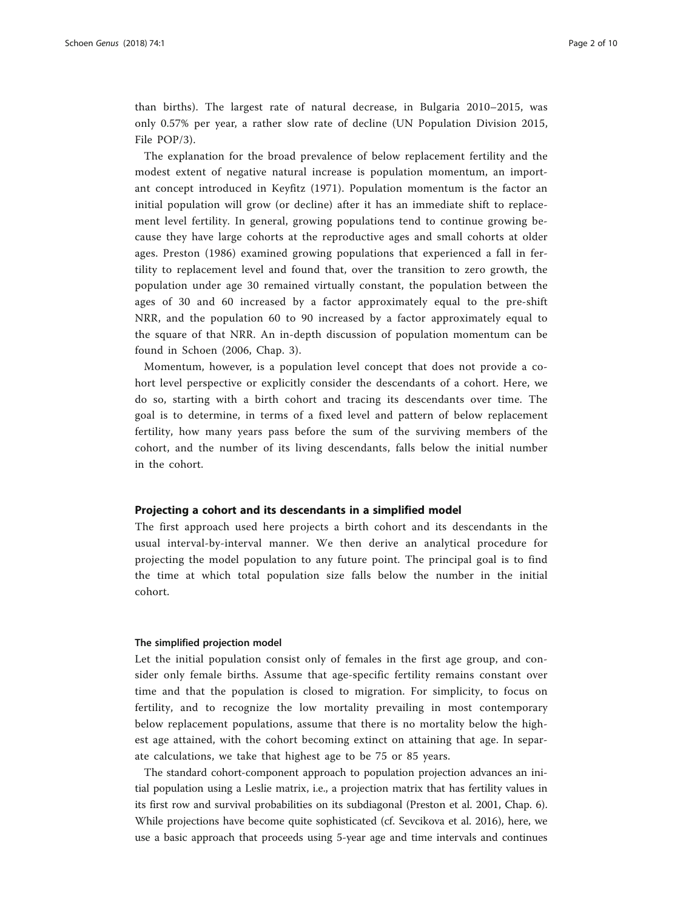than births). The largest rate of natural decrease, in Bulgaria 2010–2015, was only 0.57% per year, a rather slow rate of decline (UN Population Division 2015, File POP/3).

The explanation for the broad prevalence of below replacement fertility and the modest extent of negative natural increase is population momentum, an important concept introduced in Keyfitz (1971). Population momentum is the factor an initial population will grow (or decline) after it has an immediate shift to replacement level fertility. In general, growing populations tend to continue growing because they have large cohorts at the reproductive ages and small cohorts at older ages. Preston (1986) examined growing populations that experienced a fall in fertility to replacement level and found that, over the transition to zero growth, the population under age 30 remained virtually constant, the population between the ages of 30 and 60 increased by a factor approximately equal to the pre-shift NRR, and the population 60 to 90 increased by a factor approximately equal to the square of that NRR. An in-depth discussion of population momentum can be found in Schoen (2006, Chap. 3).

Momentum, however, is a population level concept that does not provide a cohort level perspective or explicitly consider the descendants of a cohort. Here, we do so, starting with a birth cohort and tracing its descendants over time. The goal is to determine, in terms of a fixed level and pattern of below replacement fertility, how many years pass before the sum of the surviving members of the cohort, and the number of its living descendants, falls below the initial number in the cohort.

## Projecting a cohort and its descendants in a simplified model

The first approach used here projects a birth cohort and its descendants in the usual interval-by-interval manner. We then derive an analytical procedure for projecting the model population to any future point. The principal goal is to find the time at which total population size falls below the number in the initial cohort.

### The simplified projection model

Let the initial population consist only of females in the first age group, and consider only female births. Assume that age-specific fertility remains constant over time and that the population is closed to migration. For simplicity, to focus on fertility, and to recognize the low mortality prevailing in most contemporary below replacement populations, assume that there is no mortality below the highest age attained, with the cohort becoming extinct on attaining that age. In separate calculations, we take that highest age to be 75 or 85 years.

The standard cohort-component approach to population projection advances an initial population using a Leslie matrix, i.e., a projection matrix that has fertility values in its first row and survival probabilities on its subdiagonal (Preston et al. 2001, Chap. 6). While projections have become quite sophisticated (cf. Sevcikova et al. 2016), here, we use a basic approach that proceeds using 5-year age and time intervals and continues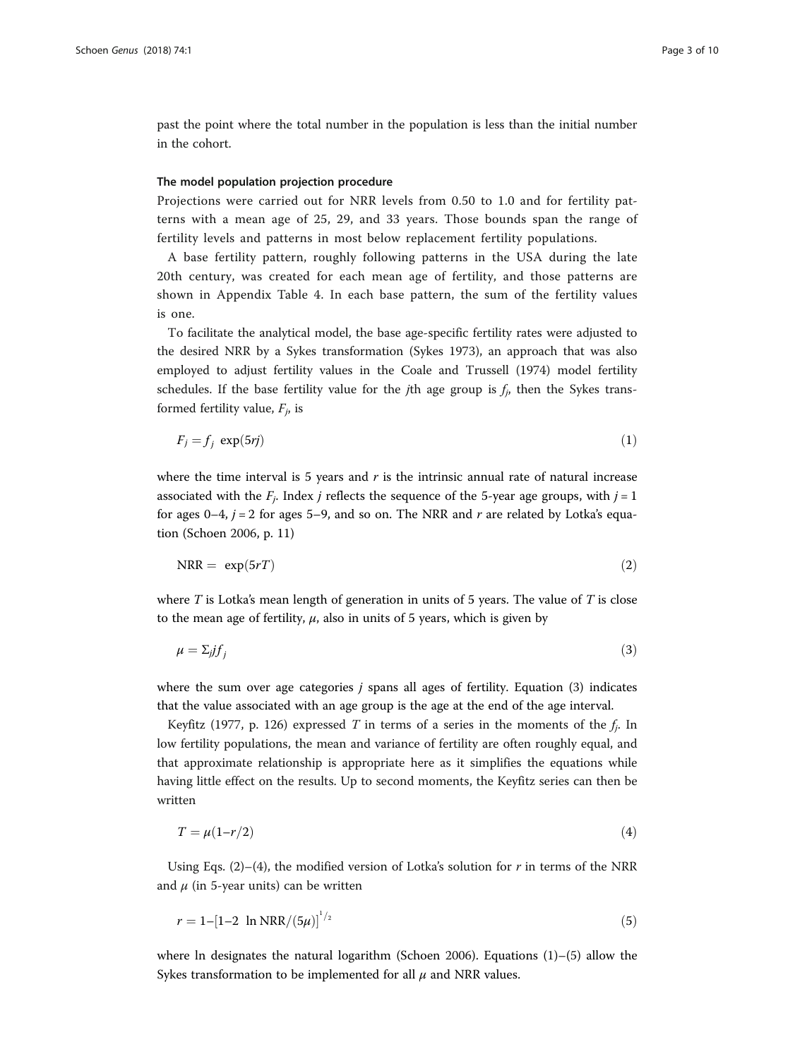past the point where the total number in the population is less than the initial number in the cohort.

#### The model population projection procedure

Projections were carried out for NRR levels from 0.50 to 1.0 and for fertility patterns with a mean age of 25, 29, and 33 years. Those bounds span the range of fertility levels and patterns in most below replacement fertility populations.

A base fertility pattern, roughly following patterns in the USA during the late 20th century, was created for each mean age of fertility, and those patterns are shown in Appendix Table 4. In each base pattern, the sum of the fertility values is one.

To facilitate the analytical model, the base age-specific fertility rates were adjusted to the desired NRR by a Sykes transformation (Sykes 1973), an approach that was also employed to adjust fertility values in the Coale and Trussell (1974) model fertility schedules. If the base fertility value for the $j$th age group is $f_j$, then the Sykes transformed fertility value, $F_j$, is

$$F_j = f_j \ \exp(5rj) \tag{1}$$

where the time interval is 5 years and $r$ is the intrinsic annual rate of natural increase associated with the $F_j$. Index $j$ reflects the sequence of the 5-year age groups, with $j = 1$ for ages 0–4, $j = 2$ for ages 5–9, and so on. The NRR and $r$ are related by Lotka's equation (Schoen 2006, p. 11)

$$\text{NRR} = \ \exp(5rT) \tag{2}$$

where $T$ is Lotka's mean length of generation in units of 5 years. The value of $T$ is close to the mean age of fertility, $\mu$, also in units of 5 years, which is given by

$$\mu = \Sigma_j j f_j \tag{3}$$

where the sum over age categories $j$ spans all ages of fertility. Equation (3) indicates that the value associated with an age group is the age at the end of the age interval.

Keyfitz (1977, p. 126) expressed $T$ in terms of a series in the moments of the $f_j$. In low fertility populations, the mean and variance of fertility are often roughly equal, and that approximate relationship is appropriate here as it simplifies the equations while having little effect on the results. Up to second moments, the Keyfitz series can then be written

$$T = \mu(1 - r/2) \tag{4}$$

Using Eqs. (2)–(4), the modified version of Lotka's solution for $r$ in terms of the NRR and $\mu$ (in 5-year units) can be written

$$r = 1 - [1 - 2 \ \ln \text{NRR}/(5\mu)]^{1/2} \tag{5}$$

where ln designates the natural logarithm (Schoen 2006). Equations (1)–(5) allow the Sykes transformation to be implemented for all $\mu$ and NRR values.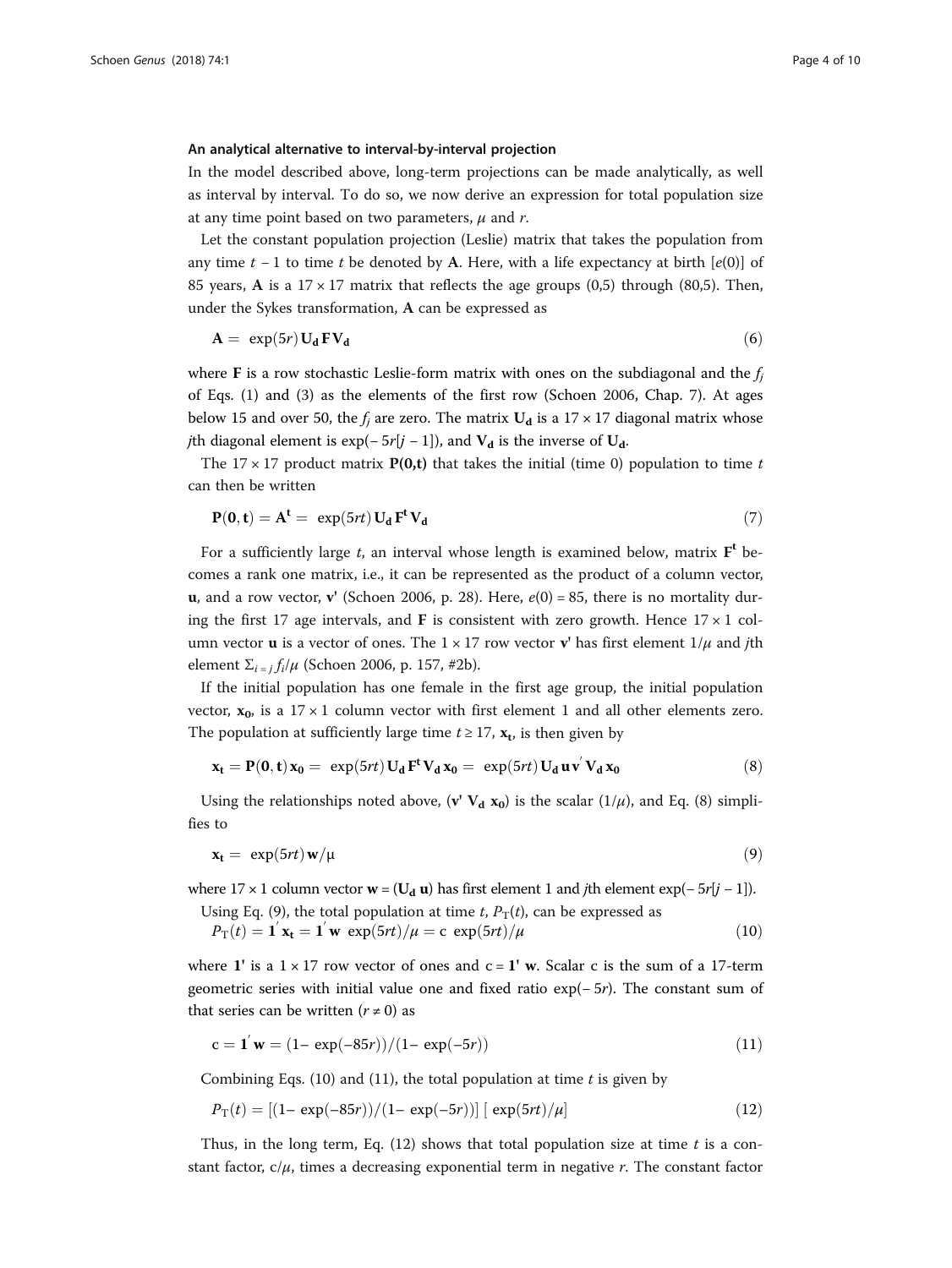### An analytical alternative to interval-by-interval projection

In the model described above, long-term projections can be made analytically, as well as interval by interval. To do so, we now derive an expression for total population size at any time point based on two parameters, $\mu$ and $r$.

Let the constant population projection (Leslie) matrix that takes the population from any time $t - 1$ to time $t$ be denoted by $\mathbf{A}$. Here, with a life expectancy at birth [$e(0)$] of 85 years, $\mathbf{A}$ is a $17 \times 17$ matrix that reflects the age groups (0,5) through (80,5). Then, under the Sykes transformation, $\mathbf{A}$ can be expressed as

$$\mathbf{A} = \exp(5r)\, \mathbf{U_d}\, \mathbf{F}\, \mathbf{V_d} \tag{6}$$

where $\mathbf{F}$ is a row stochastic Leslie-form matrix with ones on the subdiagonal and the $f_j$ of Eqs. (1) and (3) as the elements of the first row (Schoen 2006, Chap. 7). At ages below 15 and over 50, the $f_j$ are zero. The matrix $\mathbf{U_d}$ is a $17 \times 17$ diagonal matrix whose $j$th diagonal element is $\exp(-5r[j-1])$, and $\mathbf{V_d}$ is the inverse of $\mathbf{U_d}$.

The $17 \times 17$ product matrix $\mathbf{P(0,t)}$ that takes the initial (time 0) population to time $t$ can then be written

$$\mathbf{P(0,t)} = \mathbf{A^t} = \exp(5rt)\, \mathbf{U_d}\, \mathbf{F^t}\, \mathbf{V_d} \tag{7}$$

For a sufficiently large $t$, an interval whose length is examined below, matrix $\mathbf{F^t}$ becomes a rank one matrix, i.e., it can be represented as the product of a column vector, $\mathbf{u}$, and a row vector, $\mathbf{v'}$ (Schoen 2006, p. 28). Here, $e(0) = 85$, there is no mortality during the first 17 age intervals, and $\mathbf{F}$ is consistent with zero growth. Hence $17 \times 1$ column vector $\mathbf{u}$ is a vector of ones. The $1 \times 17$ row vector $\mathbf{v'}$ has first element $1/\mu$ and $j$th element $\Sigma_{i=j} f_i/\mu$ (Schoen 2006, p. 157, #2b).

If the initial population has one female in the first age group, the initial population vector, $\mathbf{x_0}$, is a $17 \times 1$ column vector with first element 1 and all other elements zero. The population at sufficiently large time $t \geq 17$, $\mathbf{x_t}$, is then given by

$$\mathbf{x_t} = \mathbf{P(0,t)}\, \mathbf{x_0} = \exp(5rt)\, \mathbf{U_d}\, \mathbf{F^t}\, \mathbf{V_d}\, \mathbf{x_0} = \exp(5rt)\, \mathbf{U_d}\, \mathbf{u}\, \mathbf{v'}\, \mathbf{V_d}\, \mathbf{x_0} \tag{8}$$

Using the relationships noted above, ($\mathbf{v'}\, \mathbf{V_d}\, \mathbf{x_0}$) is the scalar ($1/\mu$), and Eq. (8) simplifies to

$$\mathbf{x_t} = \exp(5rt)\, \mathbf{w}/\mu \tag{9}$$

where $17 \times 1$ column vector $\mathbf{w} = (\mathbf{U_d}\, \mathbf{u})$ has first element 1 and $j$th element $\exp(-5r[j-1])$.

Using Eq. (9), the total population at time $t$, $P_T(t)$, can be expressed as

$$P_T(t) = \mathbf{1'}\, \mathbf{x_t} = \mathbf{1'}\, \mathbf{w}\, \exp(5rt)/\mu = c\, \exp(5rt)/\mu \tag{10}$$

where $\mathbf{1'}$ is a $1 \times 17$ row vector of ones and $c = \mathbf{1'}\, \mathbf{w}$. Scalar c is the sum of a 17-term geometric series with initial value one and fixed ratio $\exp(-5r)$. The constant sum of that series can be written ($r \neq 0$) as

$$c = \mathbf{1'}\, \mathbf{w} = (1 - \exp(-85r))/(1 - \exp(-5r)) \tag{11}$$

Combining Eqs. (10) and (11), the total population at time $t$ is given by

$$P_T(t) = [(1 - \exp(-85r))/(1 - \exp(-5r))]\, [\exp(5rt)/\mu] \tag{12}$$

Thus, in the long term, Eq. (12) shows that total population size at time $t$ is a constant factor, $c/\mu$, times a decreasing exponential term in negative $r$. The constant factor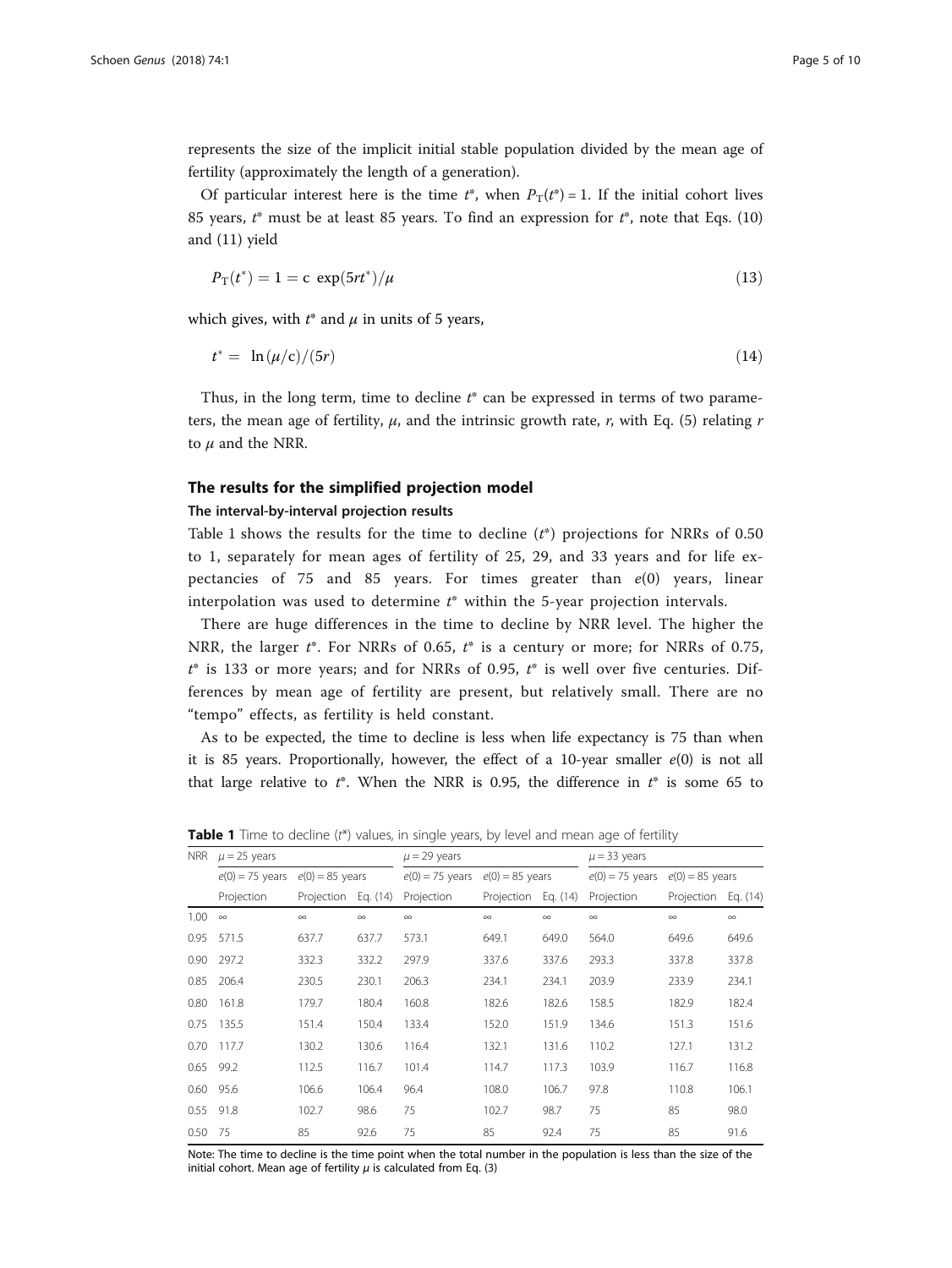represents the size of the implicit initial stable population divided by the mean age of fertility (approximately the length of a generation).

Of particular interest here is the time $t^*$, when $P_T(t^*) = 1$. If the initial cohort lives 85 years, $t^*$ must be at least 85 years. To find an expression for $t^*$, note that Eqs. (10) and (11) yield

$$P_T(t^*) = 1 = c\ \exp(5rt^*)/\mu \tag{13}$$

which gives, with $t^*$ and $\mu$ in units of 5 years,

$$t^* = \ln(\mu/c)/(5r) \tag{14}$$

Thus, in the long term, time to decline $t^*$ can be expressed in terms of two parameters, the mean age of fertility, $\mu$, and the intrinsic growth rate, $r$, with Eq. (5) relating $r$ to $\mu$ and the NRR.

## The results for the simplified projection model

### The interval-by-interval projection results

Table 1 shows the results for the time to decline ($t^*$) projections for NRRs of 0.50 to 1, separately for mean ages of fertility of 25, 29, and 33 years and for life expectancies of 75 and 85 years. For times greater than $e(0)$ years, linear interpolation was used to determine $t^*$ within the 5-year projection intervals.

There are huge differences in the time to decline by NRR level. The higher the NRR, the larger $t^*$. For NRRs of 0.65, $t^*$ is a century or more; for NRRs of 0.75, $t^*$ is 133 or more years; and for NRRs of 0.95, $t^*$ is well over five centuries. Differences by mean age of fertility are present, but relatively small. There are no "tempo" effects, as fertility is held constant.

As to be expected, the time to decline is less when life expectancy is 75 than when it is 85 years. Proportionally, however, the effect of a 10-year smaller $e(0)$ is not all that large relative to $t^*$. When the NRR is 0.95, the difference in $t^*$ is some 65 to

**Table 1** Time to decline ($t^*$) values, in single years, by level and mean age of fertility

| NRR | $\mu = 25$ years | | | $\mu = 29$ years | | | $\mu = 33$ years | | |
|---|---|---|---|---|---|---|---|---|---|
| | $e(0) = 75$ years | $e(0) = 85$ years | | $e(0) = 75$ years | $e(0) = 85$ years | | $e(0) = 75$ years | $e(0) = 85$ years | |
| | Projection | Projection | Eq. (14) | Projection | Projection | Eq. (14) | Projection | Projection | Eq. (14) |
| 1.00 | ∞ | ∞ | ∞ | ∞ | ∞ | ∞ | ∞ | ∞ | ∞ |
| 0.95 | 571.5 | 637.7 | 637.7 | 573.1 | 649.1 | 649.0 | 564.0 | 649.6 | 649.6 |
| 0.90 | 297.2 | 332.3 | 332.2 | 297.9 | 337.6 | 337.6 | 293.3 | 337.8 | 337.8 |
| 0.85 | 206.4 | 230.5 | 230.1 | 206.3 | 234.1 | 234.1 | 203.9 | 233.9 | 234.1 |
| 0.80 | 161.8 | 179.7 | 180.4 | 160.8 | 182.6 | 182.6 | 158.5 | 182.9 | 182.4 |
| 0.75 | 135.5 | 151.4 | 150.4 | 133.4 | 152.0 | 151.9 | 134.6 | 151.3 | 151.6 |
| 0.70 | 117.7 | 130.2 | 130.6 | 116.4 | 132.1 | 131.6 | 110.2 | 127.1 | 131.2 |
| 0.65 | 99.2 | 112.5 | 116.7 | 101.4 | 114.7 | 117.3 | 103.9 | 116.7 | 116.8 |
| 0.60 | 95.6 | 106.6 | 106.4 | 96.4 | 108.0 | 106.7 | 97.8 | 110.8 | 106.1 |
| 0.55 | 91.8 | 102.7 | 98.6 | 75 | 102.7 | 98.7 | 75 | 85 | 98.0 |
| 0.50 | 75 | 85 | 92.6 | 75 | 85 | 92.4 | 75 | 85 | 91.6 |

Note: The time to decline is the time point when the total number in the population is less than the size of the initial cohort. Mean age of fertility $\mu$ is calculated from Eq. (3)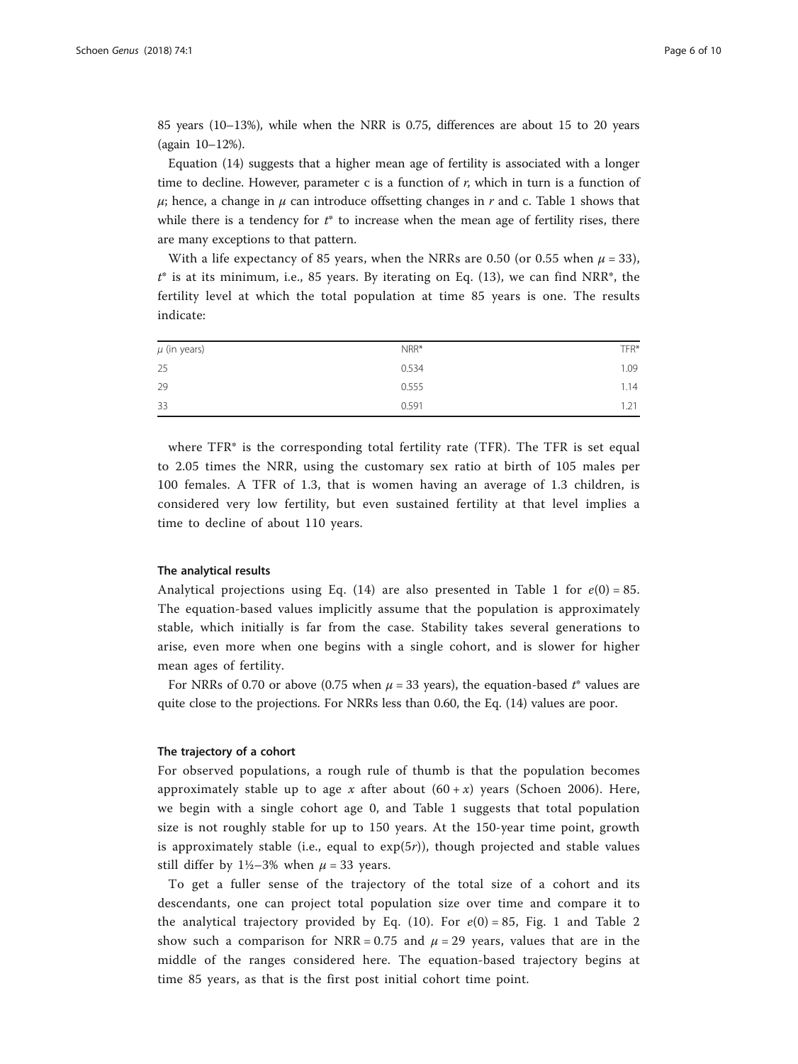85 years (10–13%), while when the NRR is 0.75, differences are about 15 to 20 years (again 10–12%).

Equation (14) suggests that a higher mean age of fertility is associated with a longer time to decline. However, parameter c is a function of $r$, which in turn is a function of $\mu$; hence, a change in $\mu$ can introduce offsetting changes in $r$ and c. Table 1 shows that while there is a tendency for $t^*$ to increase when the mean age of fertility rises, there are many exceptions to that pattern.

With a life expectancy of 85 years, when the NRRs are 0.50 (or 0.55 when $\mu = 33$), $t^*$ is at its minimum, i.e., 85 years. By iterating on Eq. (13), we can find NRR*, the fertility level at which the total population at time 85 years is one. The results indicate:

| $\mu$ (in years) | NRR* | TFR* |
|---|---|---|
| 25 | 0.534 | 1.09 |
| 29 | 0.555 | 1.14 |
| 33 | 0.591 | 1.21 |

where TFR* is the corresponding total fertility rate (TFR). The TFR is set equal to 2.05 times the NRR, using the customary sex ratio at birth of 105 males per 100 females. A TFR of 1.3, that is women having an average of 1.3 children, is considered very low fertility, but even sustained fertility at that level implies a time to decline of about 110 years.

#### The analytical results

Analytical projections using Eq. (14) are also presented in Table 1 for $e(0) = 85$. The equation-based values implicitly assume that the population is approximately stable, which initially is far from the case. Stability takes several generations to arise, even more when one begins with a single cohort, and is slower for higher mean ages of fertility.

For NRRs of 0.70 or above (0.75 when $\mu = 33$ years), the equation-based $t^*$ values are quite close to the projections. For NRRs less than 0.60, the Eq. (14) values are poor.

#### The trajectory of a cohort

For observed populations, a rough rule of thumb is that the population becomes approximately stable up to age $x$ after about $(60 + x)$ years (Schoen 2006). Here, we begin with a single cohort age 0, and Table 1 suggests that total population size is not roughly stable for up to 150 years. At the 150-year time point, growth is approximately stable (i.e., equal to $\exp(5r)$), though projected and stable values still differ by 1½–3% when $\mu = 33$ years.

To get a fuller sense of the trajectory of the total size of a cohort and its descendants, one can project total population size over time and compare it to the analytical trajectory provided by Eq. (10). For $e(0) = 85$, Fig. 1 and Table 2 show such a comparison for NRR = 0.75 and $\mu = 29$ years, values that are in the middle of the ranges considered here. The equation-based trajectory begins at time 85 years, as that is the first post initial cohort time point.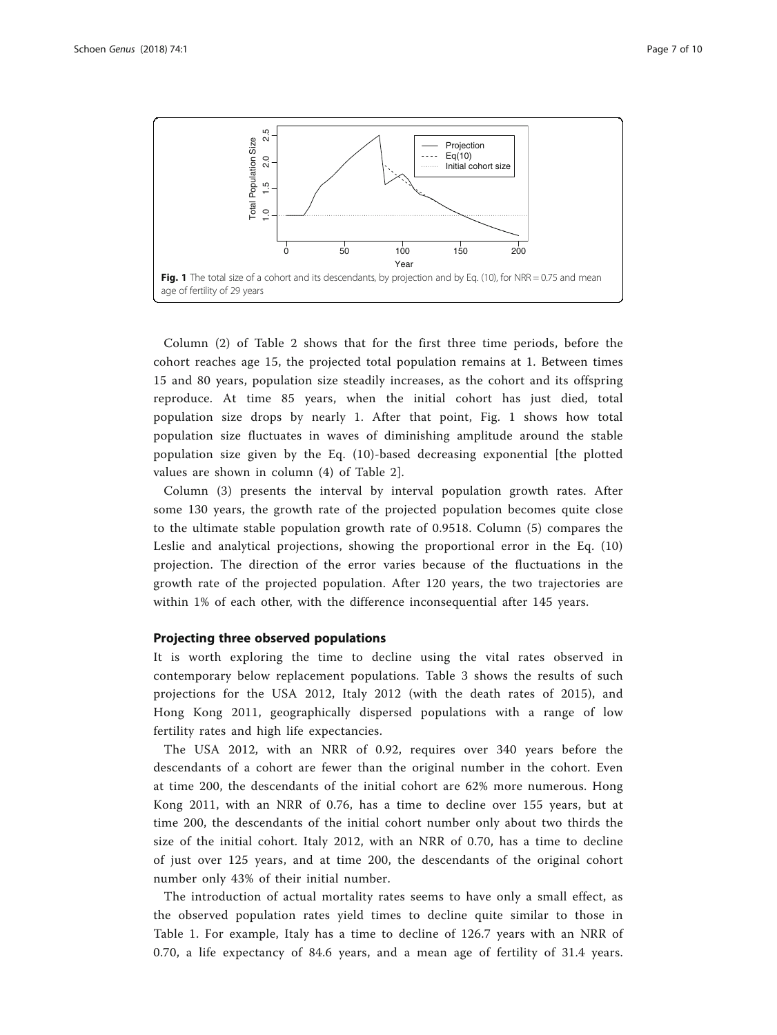**Fig. 1** The total size of a cohort and its descendants, by projection and by Eq. (10), for NRR = 0.75 and mean age of fertility of 29 years

Column (2) of Table 2 shows that for the first three time periods, before the cohort reaches age 15, the projected total population remains at 1. Between times 15 and 80 years, population size steadily increases, as the cohort and its offspring reproduce. At time 85 years, when the initial cohort has just died, total population size drops by nearly 1. After that point, Fig. 1 shows how total population size fluctuates in waves of diminishing amplitude around the stable population size given by the Eq. (10)-based decreasing exponential [the plotted values are shown in column (4) of Table 2].

Column (3) presents the interval by interval population growth rates. After some 130 years, the growth rate of the projected population becomes quite close to the ultimate stable population growth rate of 0.9518. Column (5) compares the Leslie and analytical projections, showing the proportional error in the Eq. (10) projection. The direction of the error varies because of the fluctuations in the growth rate of the projected population. After 120 years, the two trajectories are within 1% of each other, with the difference inconsequential after 145 years.

## Projecting three observed populations

It is worth exploring the time to decline using the vital rates observed in contemporary below replacement populations. Table 3 shows the results of such projections for the USA 2012, Italy 2012 (with the death rates of 2015), and Hong Kong 2011, geographically dispersed populations with a range of low fertility rates and high life expectancies.

The USA 2012, with an NRR of 0.92, requires over 340 years before the descendants of a cohort are fewer than the original number in the cohort. Even at time 200, the descendants of the initial cohort are 62% more numerous. Hong Kong 2011, with an NRR of 0.76, has a time to decline over 155 years, but at time 200, the descendants of the initial cohort number only about two thirds the size of the initial cohort. Italy 2012, with an NRR of 0.70, has a time to decline of just over 125 years, and at time 200, the descendants of the original cohort number only 43% of their initial number.

The introduction of actual mortality rates seems to have only a small effect, as the observed population rates yield times to decline quite similar to those in Table 1. For example, Italy has a time to decline of 126.7 years with an NRR of 0.70, a life expectancy of 84.6 years, and a mean age of fertility of 31.4 years.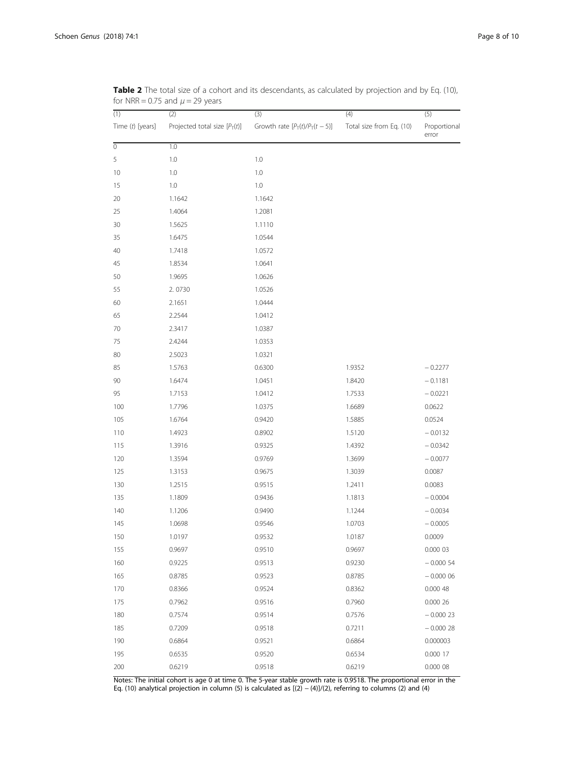**Table 2** The total size of a cohort and its descendants, as calculated by projection and by Eq. (10), for NRR = 0.75 and $\mu = 29$ years

| (1) Time ($t$) [years] | (2) Projected total size [$P_T(t)$] | (3) Growth rate [$P_T(t)/P_T(t-5)$] | (4) Total size from Eq. (10) | (5) Proportional error |
|---|---|---|---|---|
| 0 | 1.0 | | | |
| 5 | 1.0 | 1.0 | | |
| 10 | 1.0 | 1.0 | | |
| 15 | 1.0 | 1.0 | | |
| 20 | 1.1642 | 1.1642 | | |
| 25 | 1.4064 | 1.2081 | | |
| 30 | 1.5625 | 1.1110 | | |
| 35 | 1.6475 | 1.0544 | | |
| 40 | 1.7418 | 1.0572 | | |
| 45 | 1.8534 | 1.0641 | | |
| 50 | 1.9695 | 1.0626 | | |
| 55 | 2. 0730 | 1.0526 | | |
| 60 | 2.1651 | 1.0444 | | |
| 65 | 2.2544 | 1.0412 | | |
| 70 | 2.3417 | 1.0387 | | |
| 75 | 2.4244 | 1.0353 | | |
| 80 | 2.5023 | 1.0321 | | |
| 85 | 1.5763 | 0.6300 | 1.9352 | − 0.2277 |
| 90 | 1.6474 | 1.0451 | 1.8420 | − 0.1181 |
| 95 | 1.7153 | 1.0412 | 1.7533 | − 0.0221 |
| 100 | 1.7796 | 1.0375 | 1.6689 | 0.0622 |
| 105 | 1.6764 | 0.9420 | 1.5885 | 0.0524 |
| 110 | 1.4923 | 0.8902 | 1.5120 | − 0.0132 |
| 115 | 1.3916 | 0.9325 | 1.4392 | − 0.0342 |
| 120 | 1.3594 | 0.9769 | 1.3699 | − 0.0077 |
| 125 | 1.3153 | 0.9675 | 1.3039 | 0.0087 |
| 130 | 1.2515 | 0.9515 | 1.2411 | 0.0083 |
| 135 | 1.1809 | 0.9436 | 1.1813 | − 0.0004 |
| 140 | 1.1206 | 0.9490 | 1.1244 | − 0.0034 |
| 145 | 1.0698 | 0.9546 | 1.0703 | − 0.0005 |
| 150 | 1.0197 | 0.9532 | 1.0187 | 0.0009 |
| 155 | 0.9697 | 0.9510 | 0.9697 | 0.000 03 |
| 160 | 0.9225 | 0.9513 | 0.9230 | − 0.000 54 |
| 165 | 0.8785 | 0.9523 | 0.8785 | − 0.000 06 |
| 170 | 0.8366 | 0.9524 | 0.8362 | 0.000 48 |
| 175 | 0.7962 | 0.9516 | 0.7960 | 0.000 26 |
| 180 | 0.7574 | 0.9514 | 0.7576 | − 0.000 23 |
| 185 | 0.7209 | 0.9518 | 0.7211 | − 0.000 28 |
| 190 | 0.6864 | 0.9521 | 0.6864 | 0.000003 |
| 195 | 0.6535 | 0.9520 | 0.6534 | 0.000 17 |
| 200 | 0.6219 | 0.9518 | 0.6219 | 0.000 08 |

Notes: The initial cohort is age 0 at time 0. The 5-year stable growth rate is 0.9518. The proportional error in the Eq. (10) analytical projection in column (5) is calculated as [(2) − (4)]/(2), referring to columns (2) and (4)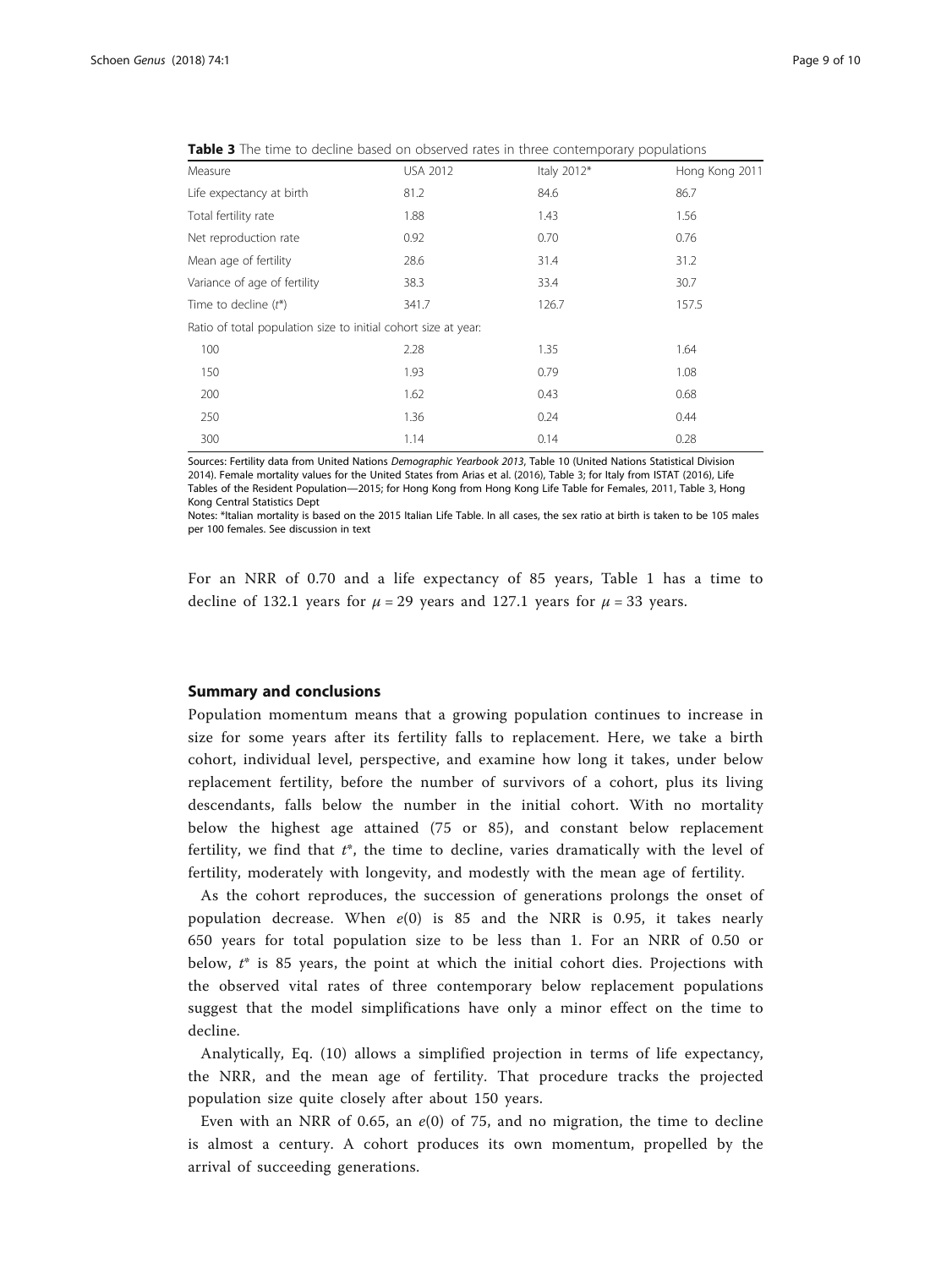**Table 3** The time to decline based on observed rates in three contemporary populations

| Measure | USA 2012 | Italy 2012* | Hong Kong 2011 |
|---|---|---|---|
| Life expectancy at birth | 81.2 | 84.6 | 86.7 |
| Total fertility rate | 1.88 | 1.43 | 1.56 |
| Net reproduction rate | 0.92 | 0.70 | 0.76 |
| Mean age of fertility | 28.6 | 31.4 | 31.2 |
| Variance of age of fertility | 38.3 | 33.4 | 30.7 |
| Time to decline ($t$*) | 341.7 | 126.7 | 157.5 |
| Ratio of total population size to initial cohort size at year: | | | |
| 100 | 2.28 | 1.35 | 1.64 |
| 150 | 1.93 | 0.79 | 1.08 |
| 200 | 1.62 | 0.43 | 0.68 |
| 250 | 1.36 | 0.24 | 0.44 |
| 300 | 1.14 | 0.14 | 0.28 |

Sources: Fertility data from United Nations *Demographic Yearbook 2013*, Table 10 (United Nations Statistical Division 2014). Female mortality values for the United States from Arias et al. (2016), Table 3; for Italy from ISTAT (2016), Life Tables of the Resident Population—2015; for Hong Kong from Hong Kong Life Table for Females, 2011, Table 3, Hong Kong Central Statistics Dept

Notes: *Italian mortality is based on the 2015 Italian Life Table. In all cases, the sex ratio at birth is taken to be 105 males per 100 females. See discussion in text

For an NRR of 0.70 and a life expectancy of 85 years, Table 1 has a time to decline of 132.1 years for $\mu = 29$ years and 127.1 years for $\mu = 33$ years.

## Summary and conclusions

Population momentum means that a growing population continues to increase in size for some years after its fertility falls to replacement. Here, we take a birth cohort, individual level, perspective, and examine how long it takes, under below replacement fertility, before the number of survivors of a cohort, plus its living descendants, falls below the number in the initial cohort. With no mortality below the highest age attained (75 or 85), and constant below replacement fertility, we find that $t$*, the time to decline, varies dramatically with the level of fertility, moderately with longevity, and modestly with the mean age of fertility.

As the cohort reproduces, the succession of generations prolongs the onset of population decrease. When $e(0)$ is 85 and the NRR is 0.95, it takes nearly 650 years for total population size to be less than 1. For an NRR of 0.50 or below, $t$* is 85 years, the point at which the initial cohort dies. Projections with the observed vital rates of three contemporary below replacement populations suggest that the model simplifications have only a minor effect on the time to decline.

Analytically, Eq. (10) allows a simplified projection in terms of life expectancy, the NRR, and the mean age of fertility. That procedure tracks the projected population size quite closely after about 150 years.

Even with an NRR of 0.65, an $e(0)$ of 75, and no migration, the time to decline is almost a century. A cohort produces its own momentum, propelled by the arrival of succeeding generations.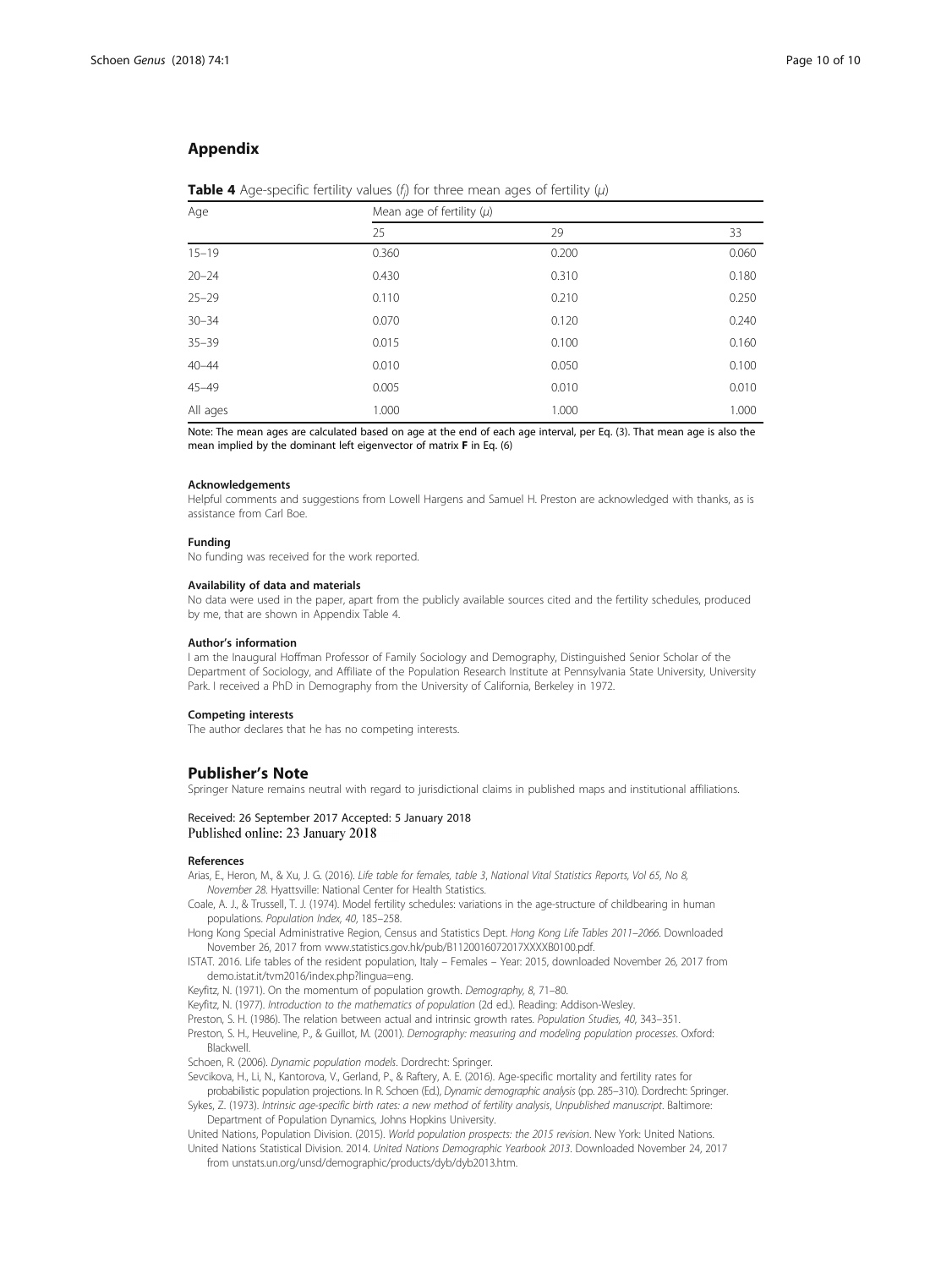## Appendix

**Table 4** Age-specific fertility values ($f_j$) for three mean ages of fertility ($\mu$)

| Age | Mean age of fertility ($\mu$) | | |
|---|---|---|---|
| | 25 | 29 | 33 |
| 15–19 | 0.360 | 0.200 | 0.060 |
| 20–24 | 0.430 | 0.310 | 0.180 |
| 25–29 | 0.110 | 0.210 | 0.250 |
| 30–34 | 0.070 | 0.120 | 0.240 |
| 35–39 | 0.015 | 0.100 | 0.160 |
| 40–44 | 0.010 | 0.050 | 0.100 |
| 45–49 | 0.005 | 0.010 | 0.010 |
| All ages | 1.000 | 1.000 | 1.000 |

Note: The mean ages are calculated based on age at the end of each age interval, per Eq. (3). That mean age is also the mean implied by the dominant left eigenvector of matrix **F** in Eq. (6)

#### Acknowledgements

Helpful comments and suggestions from Lowell Hargens and Samuel H. Preston are acknowledged with thanks, as is assistance from Carl Boe.

#### Funding

No funding was received for the work reported.

#### Availability of data and materials

No data were used in the paper, apart from the publicly available sources cited and the fertility schedules, produced by me, that are shown in Appendix Table 4.

#### Author's information

I am the Inaugural Hoffman Professor of Family Sociology and Demography, Distinguished Senior Scholar of the Department of Sociology, and Affiliate of the Population Research Institute at Pennsylvania State University, University Park. I received a PhD in Demography from the University of California, Berkeley in 1972.

#### Competing interests

The author declares that he has no competing interests.

## Publisher's Note

Springer Nature remains neutral with regard to jurisdictional claims in published maps and institutional affiliations.

Received: 26 September 2017 Accepted: 5 January 2018
Published online: 23 January 2018

#### References

Arias, E., Heron, M., & Xu, J. G. (2016). *Life table for females, table 3, National Vital Statistics Reports, Vol 65, No 8, November 28*. Hyattsville: National Center for Health Statistics.

Coale, A. J., & Trussell, T. J. (1974). Model fertility schedules: variations in the age-structure of childbearing in human populations. *Population Index, 40*, 185–258.

Hong Kong Special Administrative Region, Census and Statistics Dept. *Hong Kong Life Tables 2011–2066*. Downloaded November 26, 2017 from www.statistics.gov.hk/pub/B1120016072017XXXXB0100.pdf.

ISTAT. 2016. Life tables of the resident population, Italy – Females – Year: 2015, downloaded November 26, 2017 from demo.istat.it/tvm2016/index.php?lingua=eng.

Keyfitz, N. (1971). On the momentum of population growth. *Demography, 8*, 71–80.

Keyfitz, N. (1977). *Introduction to the mathematics of population* (2d ed.). Reading: Addison-Wesley.

Preston, S. H. (1986). The relation between actual and intrinsic growth rates. *Population Studies, 40*, 343–351.

Preston, S. H., Heuveline, P., & Guillot, M. (2001). *Demography: measuring and modeling population processes*. Oxford: Blackwell.

Schoen, R. (2006). *Dynamic population models*. Dordrecht: Springer.

Sevcikova, H., Li, N., Kantorova, V., Gerland, P., & Raftery, A. E. (2016). Age-specific mortality and fertility rates for probabilistic population projections. In R. Schoen (Ed.), *Dynamic demographic analysis* (pp. 285–310). Dordrecht: Springer.

Sykes, Z. (1973). *Intrinsic age-specific birth rates: a new method of fertility analysis, Unpublished manuscript*. Baltimore: Department of Population Dynamics, Johns Hopkins University.

United Nations, Population Division. (2015). *World population prospects: the 2015 revision*. New York: United Nations.

United Nations Statistical Division. 2014. *United Nations Demographic Yearbook 2013*. Downloaded November 24, 2017 from unstats.un.org/unsd/demographic/products/dyb/dyb2013.htm.